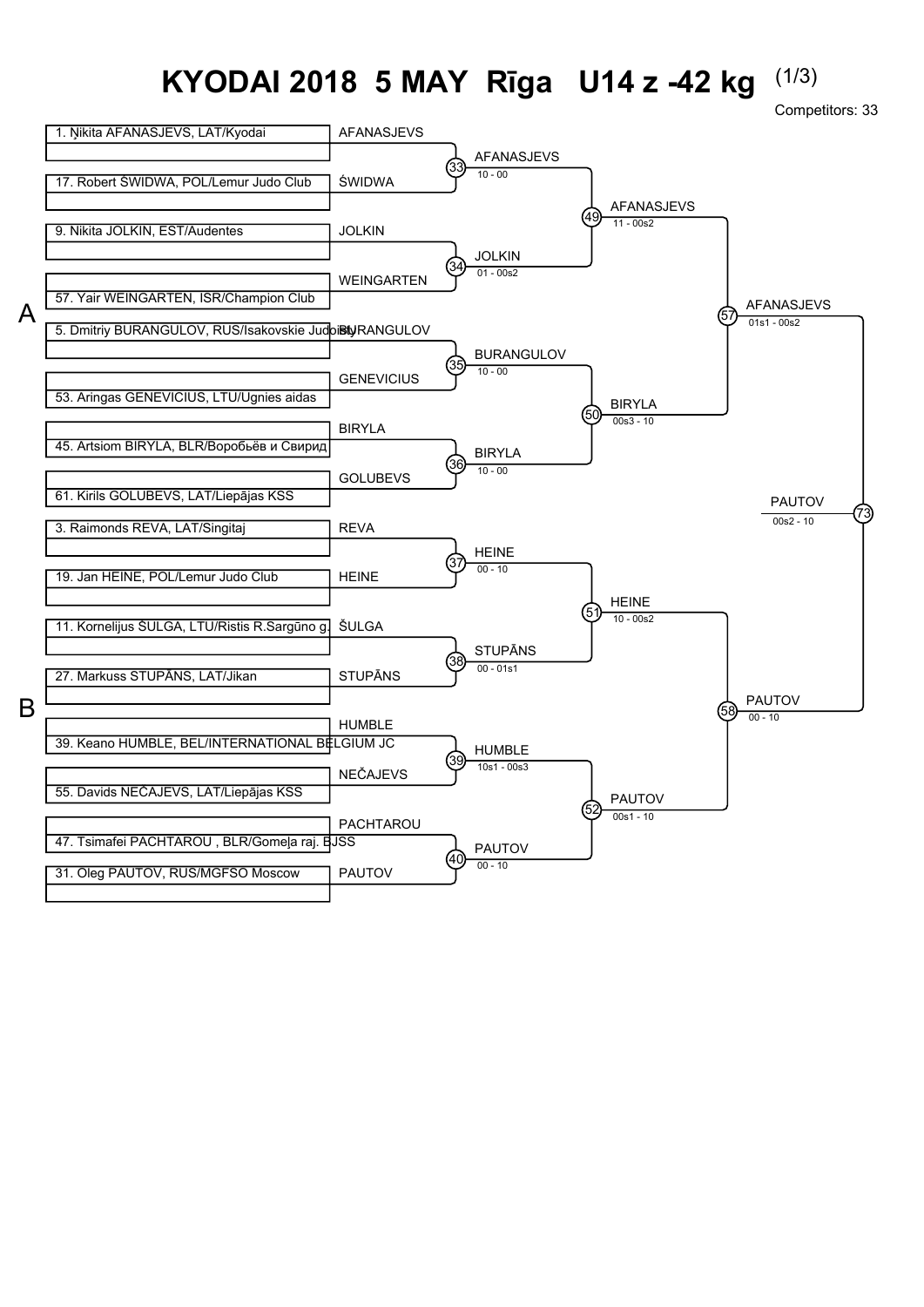# KYODAI 2018 5 MAY Rīga U14 z -42 kg (1/3)

Competitors: 33

## A

| Competitor | Round 1 | Match | Winner | Score |
|---|---|---|---|---|
| 1. Ņikita AFANASJEVS, LAT/Kyodai | AFANASJEVS | 33 | AFANASJEVS | 10 - 00 |
| 17. Robert ŚWIDWA, POL/Lemur Judo Club | ŚWIDWA | | | |
| 9. Nikita JOLKIN, EST/Audentes | JOLKIN | 34 | JOLKIN | 01 - 00s2 |
| 57. Yair WEINGARTEN, ISR/Champion Club | WEINGARTEN | | | |
| 5. Dmitriy BURANGULOV, RUS/Isakovskie Judoisty | BURANGULOV | 35 | BURANGULOV | 10 - 00 |
| 53. Aringas GENEVICIUS, LTU/Ugnies aidas | GENEVICIUS | | | |
| 45. Artsiom BIRYLA, BLR/Воробьёв и Свирид | BIRYLA | 36 | BIRYLA | 10 - 00 |
| 61. Kirils GOLUBEVS, LAT/Liepājas KSS | GOLUBEVS | | | |

| Match | Winner | Score |
|---|---|---|
| 49 | AFANASJEVS | 11 - 00s2 |
| 50 | BIRYLA | 00s3 - 10 |
| 57 | AFANASJEVS | 01s1 - 00s2 |

## B

| Competitor | Round 1 | Match | Winner | Score |
|---|---|---|---|---|
| 3. Raimonds REVA, LAT/Singitaj | REVA | 37 | HEINE | 00 - 10 |
| 19. Jan HEINE, POL/Lemur Judo Club | HEINE | | | |
| 11. Kornelijus ŠULGA, LTU/Ristis R.Sargūno g. | ŠULGA | 38 | STUPĀNS | 00 - 01s1 |
| 27. Markuss STUPĀNS, LAT/Jikan | STUPĀNS | | | |
| 39. Keano HUMBLE, BEL/INTERNATIONAL BELGIUM JC | HUMBLE | 39 | HUMBLE | 10s1 - 00s3 |
| 55. Davids NEČAJEVS, LAT/Liepājas KSS | NEČAJEVS | | | |
| 47. Tsimafei PACHTAROU , BLR/Gomeļa raj. BJSS | PACHTAROU | 40 | PAUTOV | 00 - 10 |
| 31. Oleg PAUTOV, RUS/MGFSO Moscow | PAUTOV | | | |

| Match | Winner | Score |
|---|---|---|
| 51 | HEINE | 10 - 00s2 |
| 52 | PAUTOV | 00s1 - 10 |
| 58 | PAUTOV | 00 - 10 |

## Final

| Match | Winner | Score |
|---|---|---|
| 73 | PAUTOV | 00s2 - 10 |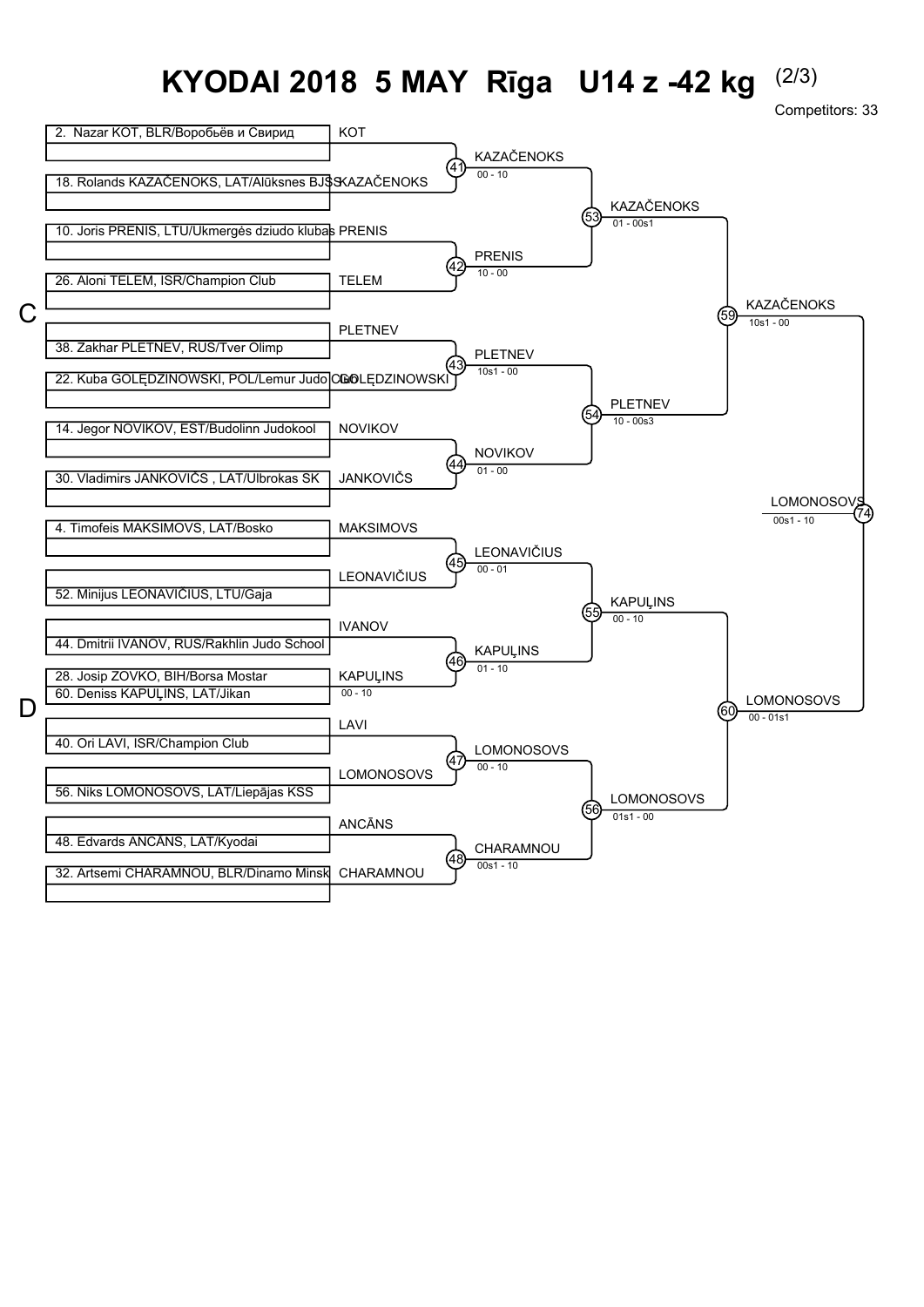# KYODAI 2018 5 MAY Rīga U14 z -42 kg (2/3)

Competitors: 33

## C

| Competitor | Round 1 | Match | Round 2 | Match | Round 3 | Match | Pool Winner |
|---|---|---|---|---|---|---|---|
| 2. Nazar KOT, BLR/Воробьёв и Свирид | KOT | 41 | KAZAČENOKS (00 - 10) | 53 | KAZAČENOKS (01 - 00s1) | 59 | KAZAČENOKS (10s1 - 00) |
| 18. Rolands KAZAČENOKS, LAT/Alūksnes BJSS | KAZAČENOKS | | | | | | |
| 10. Joris PRENIS, LTU/Ukmergės dziudo klubas | PRENIS | 42 | PRENIS (10 - 00) | | | | |
| 26. Aloni TELEM, ISR/Champion Club | TELEM | | | | | | |
| 38. Zakhar PLETNEV, RUS/Tver Olimp | PLETNEV | 43 | PLETNEV (10s1 - 00) | 54 | PLETNEV (10 - 00s3) | | |
| 22. Kuba GOLĘDZINOWSKI, POL/Lemur Judo Club | GOLĘDZINOWSKI | | | | | | |
| 14. Jegor NOVIKOV, EST/Budolinn Judokool | NOVIKOV | 44 | NOVIKOV (01 - 00) | | | | |
| 30. Vladimirs JANKOVIČS , LAT/Ulbrokas SK | JANKOVIČS | | | | | | |

## D

| Competitor | Round 1 | Match | Round 2 | Match | Round 3 | Match | Pool Winner |
|---|---|---|---|---|---|---|---|
| 4. Timofeis MAKSIMOVS, LAT/Bosko | MAKSIMOVS | 45 | LEONAVIČIUS (00 - 01) | 55 | KAPUĻINS (00 - 10) | 60 | LOMONOSOVS (00 - 01s1) |
| 52. Minijus LEONAVIČIUS, LTU/Gaja | LEONAVIČIUS | | | | | | |
| 44. Dmitrii IVANOV, RUS/Rakhlin Judo School | IVANOV | 46 | KAPUĻINS (01 - 10) | | | | |
| 28. Josip ZOVKO, BIH/Borsa Mostar / 60. Deniss KAPUĻINS, LAT/Jikan | KAPUĻINS (00 - 10) | | | | | | |
| 40. Ori LAVI, ISR/Champion Club | LAVI | 47 | LOMONOSOVS (00 - 10) | 56 | LOMONOSOVS (01s1 - 00) | | |
| 56. Niks LOMONOSOVS, LAT/Liepājas KSS | LOMONOSOVS | | | | | | |
| 48. Edvards ANCĀNS, LAT/Kyodai | ANCĀNS | 48 | CHARAMNOU (00s1 - 10) | | | | |
| 32. Artsemi CHARAMNOU, BLR/Dinamo Minsk | CHARAMNOU | | | | | | |

## Final (74)

KAZAČENOKS vs LOMONOSOVS — Winner: LOMONOSOVS (00s1 - 10)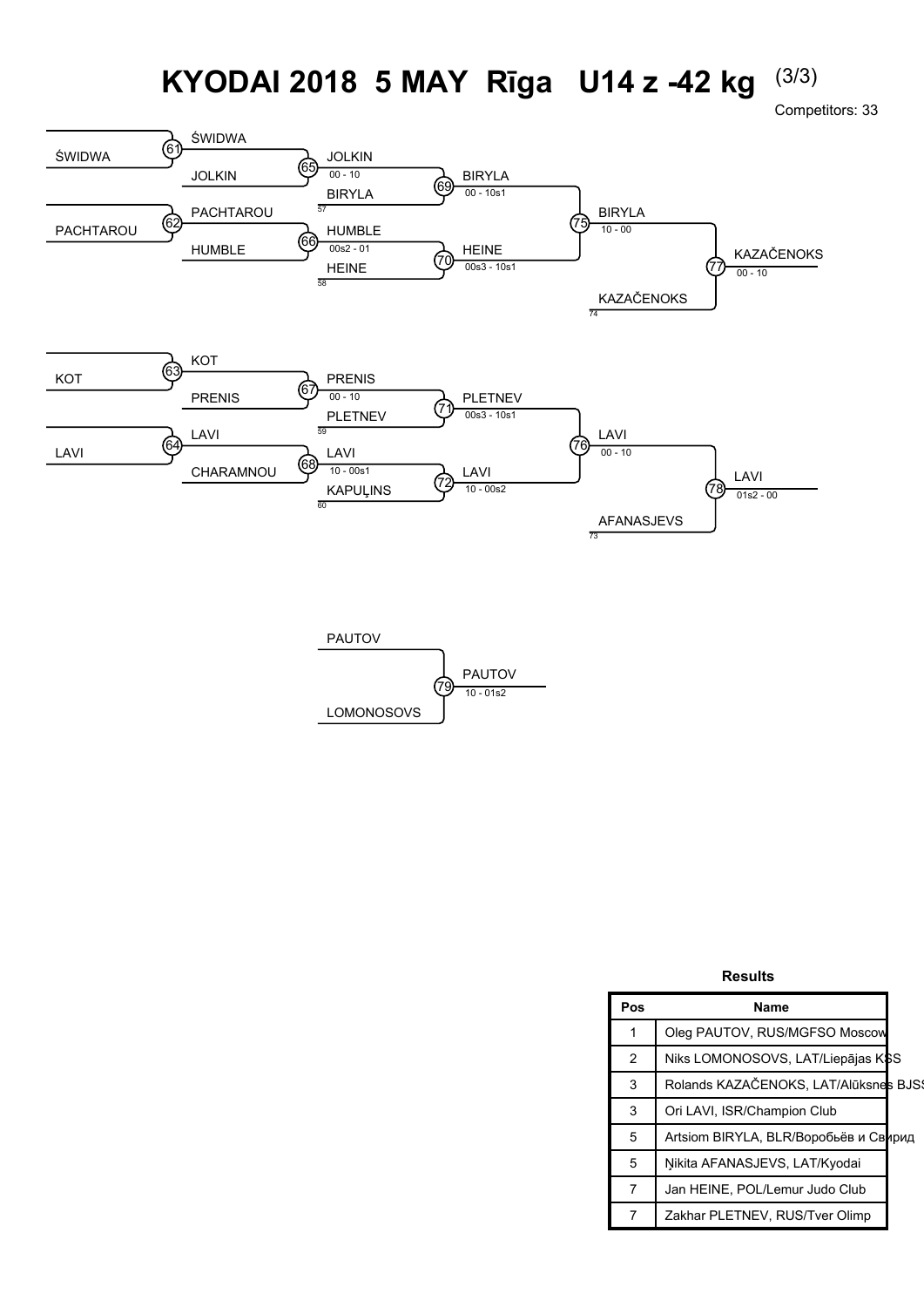# KYODAI 2018 5 MAY Rīga U14 z -42 kg (3/3)

Competitors: 33

ŚWIDWA
61 ŚWIDWA
JOLKIN
65 JOLKIN 00 - 10
BIRYLA 57
69 BIRYLA 00 - 10s1
PACHTAROU
62 PACHTAROU
HUMBLE
66 HUMBLE 00s2 - 01
HEINE 58
70 HEINE 00s3 - 10s1
75 BIRYLA 10 - 00
KAZAČENOKS 74
77 KAZAČENOKS 00 - 10

KOT
63 KOT
PRENIS
67 PRENIS 00 - 10
PLETNEV 59
71 PLETNEV 00s3 - 10s1
LAVI
64 LAVI
CHARAMNOU
68 LAVI 10 - 00s1
KAPUĻINS 60
72 LAVI 10 - 00s2
76 LAVI 00 - 10
AFANASJEVS 73
78 LAVI 01s2 - 00

PAUTOV
LOMONOSOVS
79 PAUTOV 10 - 01s2

**Results**

| Pos | Name |
|---|---|
| 1 | Oleg PAUTOV, RUS/MGFSO Moscow |
| 2 | Niks LOMONOSOVS, LAT/Liepājas KSS |
| 3 | Rolands KAZAČENOKS, LAT/Alūksnes BJSS |
| 3 | Ori LAVI, ISR/Champion Club |
| 5 | Artsiom BIRYLA, BLR/Воробьёв и Свирид |
| 5 | Ņikita AFANASJEVS, LAT/Kyodai |
| 7 | Jan HEINE, POL/Lemur Judo Club |
| 7 | Zakhar PLETNEV, RUS/Tver Olimp |